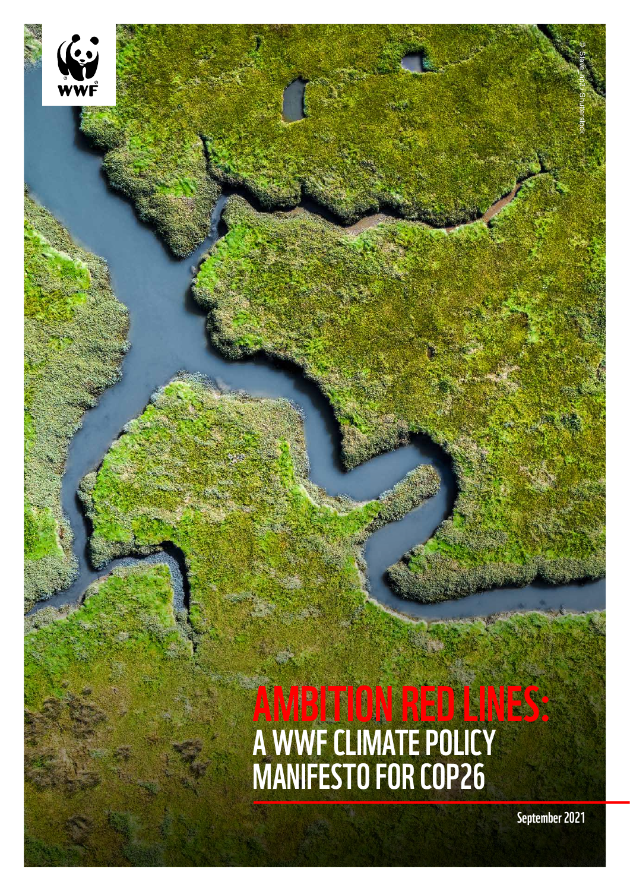WWF

# AMBITION RED LINES:

## A WWF CLIMATE POLICY MANIFESTO FOR COP26

September 2021

© Steve Lindy / Shutterstock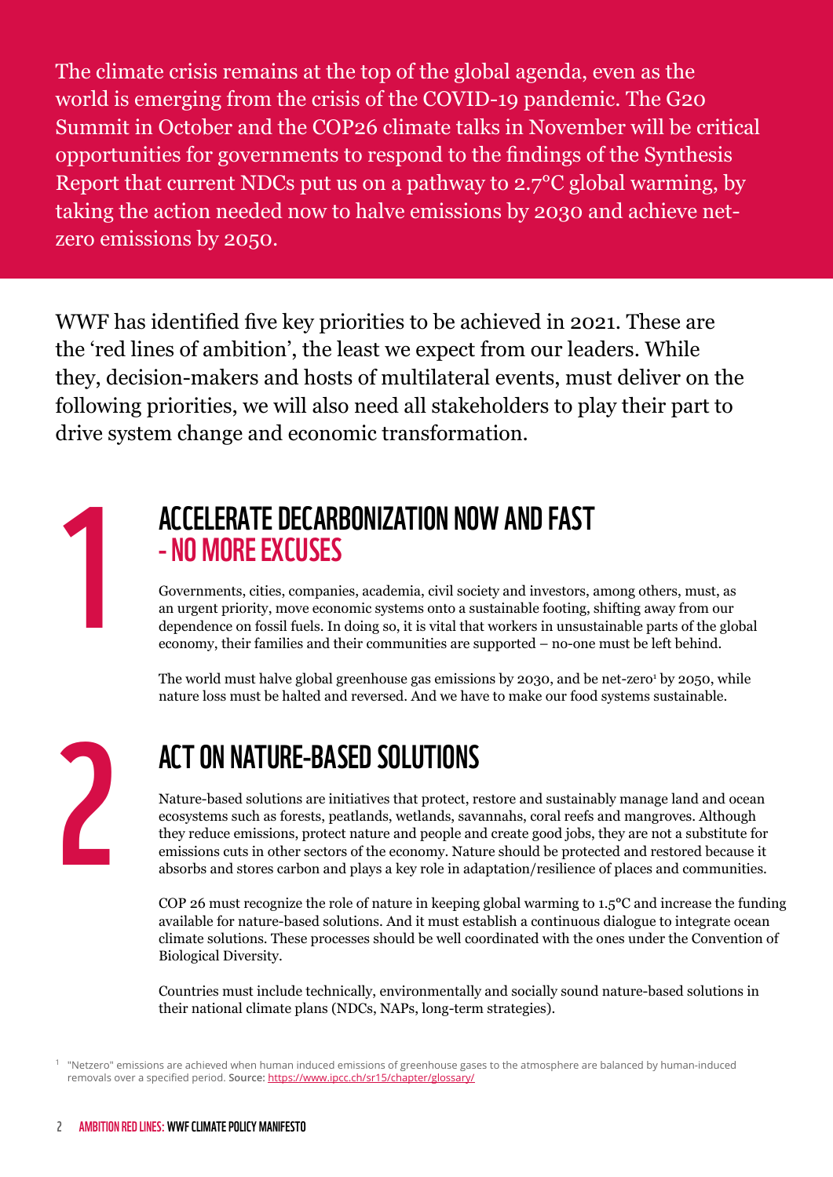The climate crisis remains at the top of the global agenda, even as the world is emerging from the crisis of the COVID-19 pandemic. The G20 Summit in October and the COP26 climate talks in November will be critical opportunities for governments to respond to the findings of the Synthesis Report that current NDCs put us on a pathway to 2.7°C global warming, by taking the action needed now to halve emissions by 2030 and achieve net-zero emissions by 2050.

WWF has identified five key priorities to be achieved in 2021. These are the 'red lines of ambition', the least we expect from our leaders. While they, decision-makers and hosts of multilateral events, must deliver on the following priorities, we will also need all stakeholders to play their part to drive system change and economic transformation.

## 1 ACCELERATE DECARBONIZATION NOW AND FAST - NO MORE EXCUSES

Governments, cities, companies, academia, civil society and investors, among others, must, as an urgent priority, move economic systems onto a sustainable footing, shifting away from our dependence on fossil fuels. In doing so, it is vital that workers in unsustainable parts of the global economy, their families and their communities are supported – no-one must be left behind.

The world must halve global greenhouse gas emissions by 2030, and be net-zero[1] by 2050, while nature loss must be halted and reversed. And we have to make our food systems sustainable.

## 2 ACT ON NATURE-BASED SOLUTIONS

Nature-based solutions are initiatives that protect, restore and sustainably manage land and ocean ecosystems such as forests, peatlands, wetlands, savannahs, coral reefs and mangroves. Although they reduce emissions, protect nature and people and create good jobs, they are not a substitute for emissions cuts in other sectors of the economy. Nature should be protected and restored because it absorbs and stores carbon and plays a key role in adaptation/resilience of places and communities.

COP 26 must recognize the role of nature in keeping global warming to 1.5°C and increase the funding available for nature-based solutions. And it must establish a continuous dialogue to integrate ocean climate solutions. These processes should be well coordinated with the ones under the Convention of Biological Diversity.

Countries must include technically, environmentally and socially sound nature-based solutions in their national climate plans (NDCs, NAPs, long-term strategies).

[1] "Netzero" emissions are achieved when human induced emissions of greenhouse gases to the atmosphere are balanced by human-induced removals over a specified period. **Source:** https://www.ipcc.ch/sr15/chapter/glossary/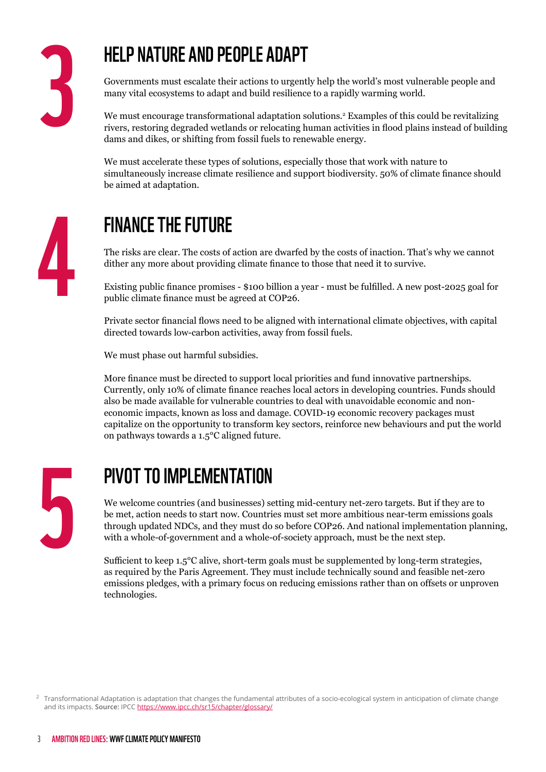## 3 HELP NATURE AND PEOPLE ADAPT

Governments must escalate their actions to urgently help the world's most vulnerable people and many vital ecosystems to adapt and build resilience to a rapidly warming world.

We must encourage transformational adaptation solutions.[2] Examples of this could be revitalizing rivers, restoring degraded wetlands or relocating human activities in flood plains instead of building dams and dikes, or shifting from fossil fuels to renewable energy.

We must accelerate these types of solutions, especially those that work with nature to simultaneously increase climate resilience and support biodiversity. 50% of climate finance should be aimed at adaptation.

## 4 FINANCE THE FUTURE

The risks are clear. The costs of action are dwarfed by the costs of inaction. That's why we cannot dither any more about providing climate finance to those that need it to survive.

Existing public finance promises - $100 billion a year - must be fulfilled. A new post-2025 goal for public climate finance must be agreed at COP26.

Private sector financial flows need to be aligned with international climate objectives, with capital directed towards low-carbon activities, away from fossil fuels.

We must phase out harmful subsidies.

More finance must be directed to support local priorities and fund innovative partnerships. Currently, only 10% of climate finance reaches local actors in developing countries. Funds should also be made available for vulnerable countries to deal with unavoidable economic and non-economic impacts, known as loss and damage. COVID-19 economic recovery packages must capitalize on the opportunity to transform key sectors, reinforce new behaviours and put the world on pathways towards a 1.5°C aligned future.

## 5 PIVOT TO IMPLEMENTATION

We welcome countries (and businesses) setting mid-century net-zero targets. But if they are to be met, action needs to start now. Countries must set more ambitious near-term emissions goals through updated NDCs, and they must do so before COP26. And national implementation planning, with a whole-of-government and a whole-of-society approach, must be the next step.

Sufficient to keep 1.5°C alive, short-term goals must be supplemented by long-term strategies, as required by the Paris Agreement. They must include technically sound and feasible net-zero emissions pledges, with a primary focus on reducing emissions rather than on offsets or unproven technologies.

---

[2] Transformational Adaptation is adaptation that changes the fundamental attributes of a socio-ecological system in anticipation of climate change and its impacts. **Source:** IPCC https://www.ipcc.ch/sr15/chapter/glossary/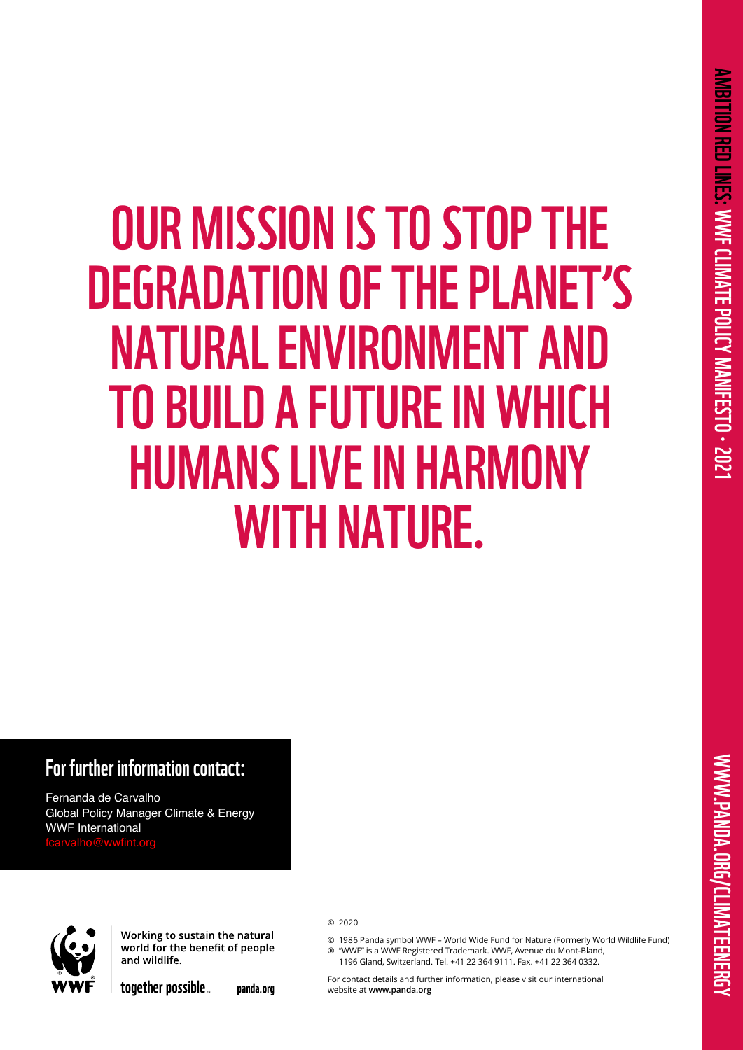# OUR MISSION IS TO STOP THE DEGRADATION OF THE PLANET'S NATURAL ENVIRONMENT AND TO BUILD A FUTURE IN WHICH HUMANS LIVE IN HARMONY WITH NATURE.

## For further information contact:

Fernanda de Carvalho
Global Policy Manager Climate & Energy
WWF International
fcarvalho@wwfint.org

**Working to sustain the natural world for the benefit of people and wildlife.**

together possible™ panda.org

© 2020

© 1986 Panda symbol WWF – World Wide Fund for Nature (Formerly World Wildlife Fund)
® "WWF" is a WWF Registered Trademark. WWF, Avenue du Mont-Blanc, 1196 Gland, Switzerland. Tel. +41 22 364 9111. Fax. +41 22 364 0332.

For contact details and further information, please visit our international website at **www.panda.org**

AMBITION RED LINES: WWF CLIMATE POLICY MANIFESTO • 2021

WWW.PANDA.ORG/CLIMATEENERGY